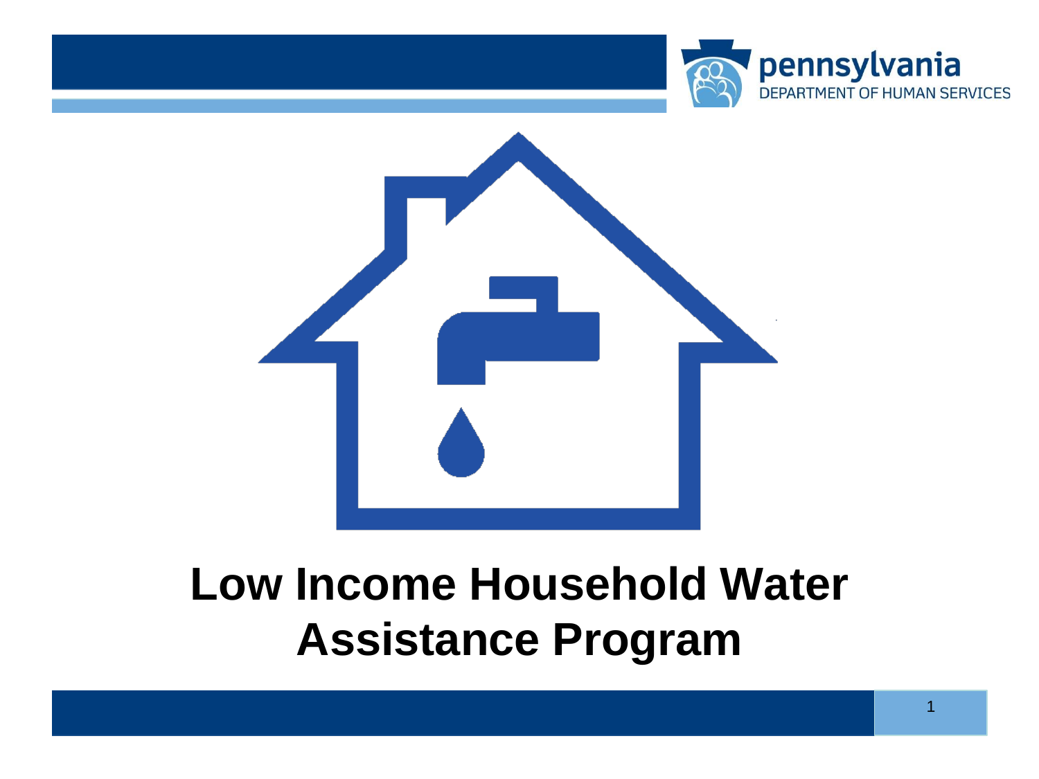# Low Income Household Water Assistance Program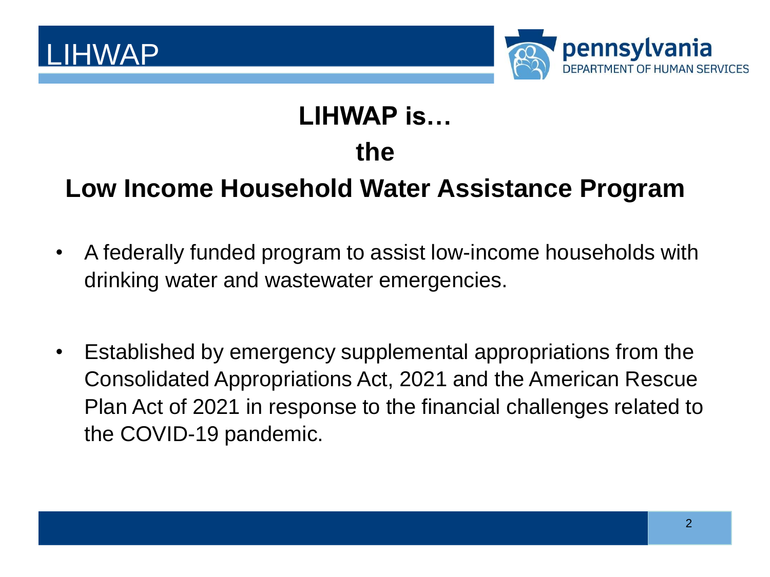# LIHWAP

## LIHWAP is… the Low Income Household Water Assistance Program

- A federally funded program to assist low-income households with drinking water and wastewater emergencies.
- Established by emergency supplemental appropriations from the Consolidated Appropriations Act, 2021 and the American Rescue Plan Act of 2021 in response to the financial challenges related to the COVID-19 pandemic.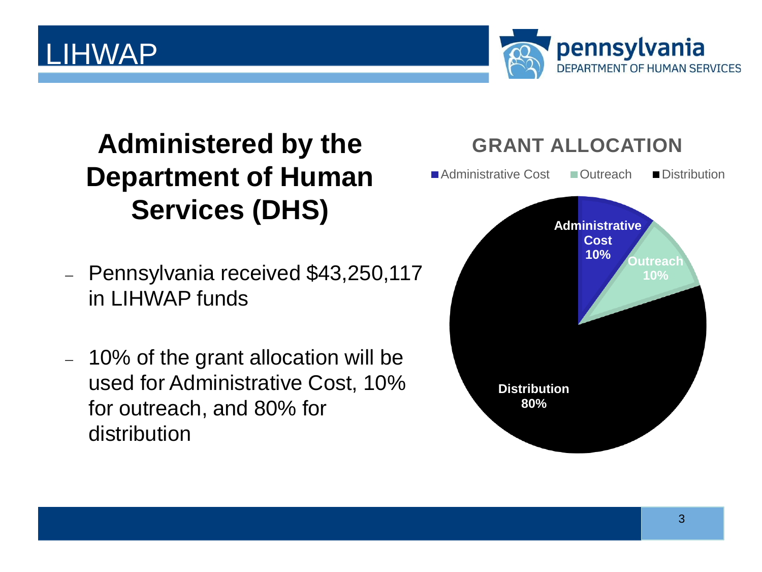# LIHWAP

## Administered by the Department of Human Services (DHS)

- Pennsylvania received $43,250,117 in LIHWAP funds
- 10% of the grant allocation will be used for Administrative Cost, 10% for outreach, and 80% for distribution

**GRANT ALLOCATION**

| Category | Share |
| --- | --- |
| Administrative Cost | 10% |
| Outreach | 10% |
| Distribution | 80% |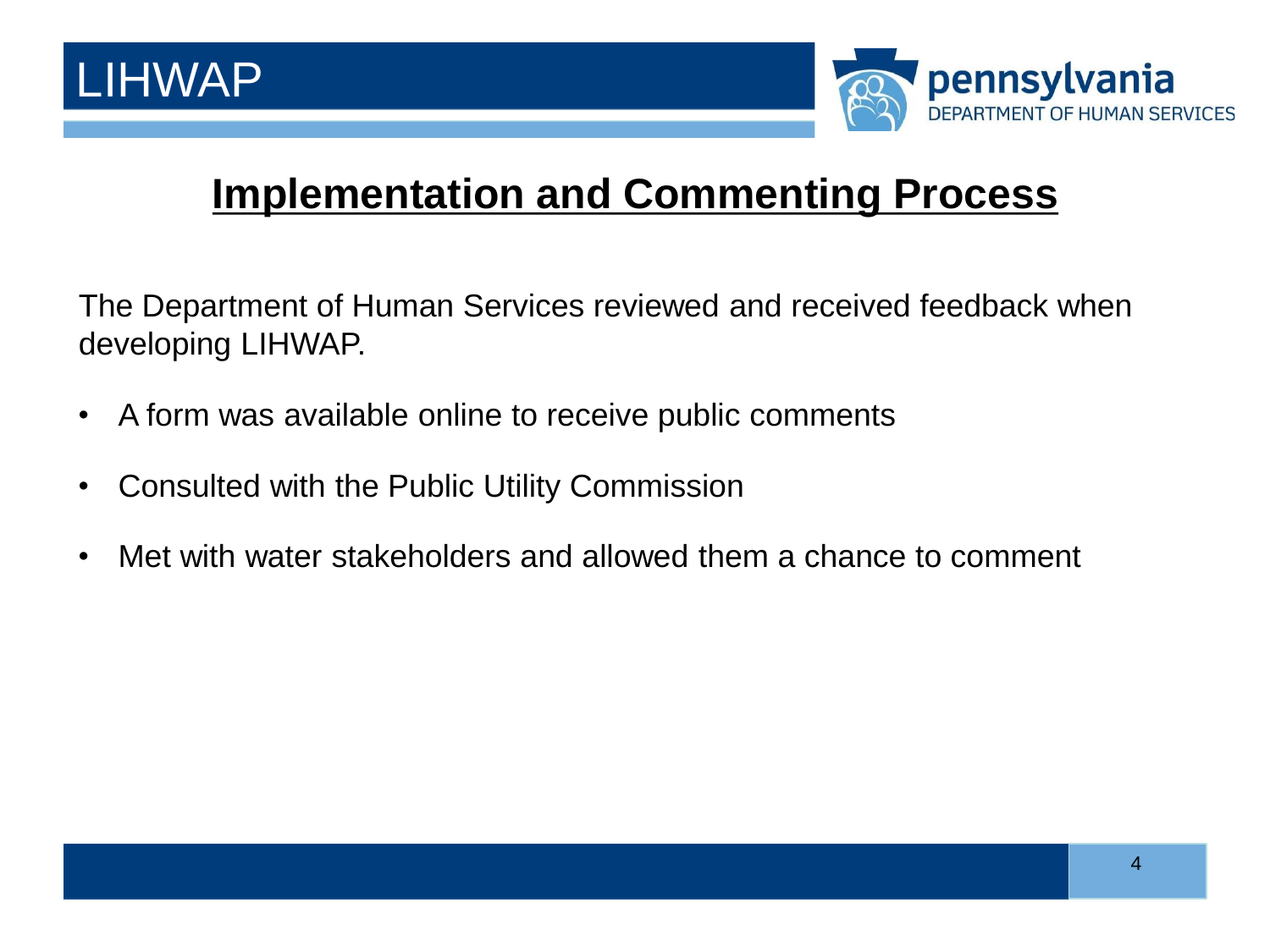# LIHWAP

## Implementation and Commenting Process

The Department of Human Services reviewed and received feedback when developing LIHWAP.

- A form was available online to receive public comments
- Consulted with the Public Utility Commission
- Met with water stakeholders and allowed them a chance to comment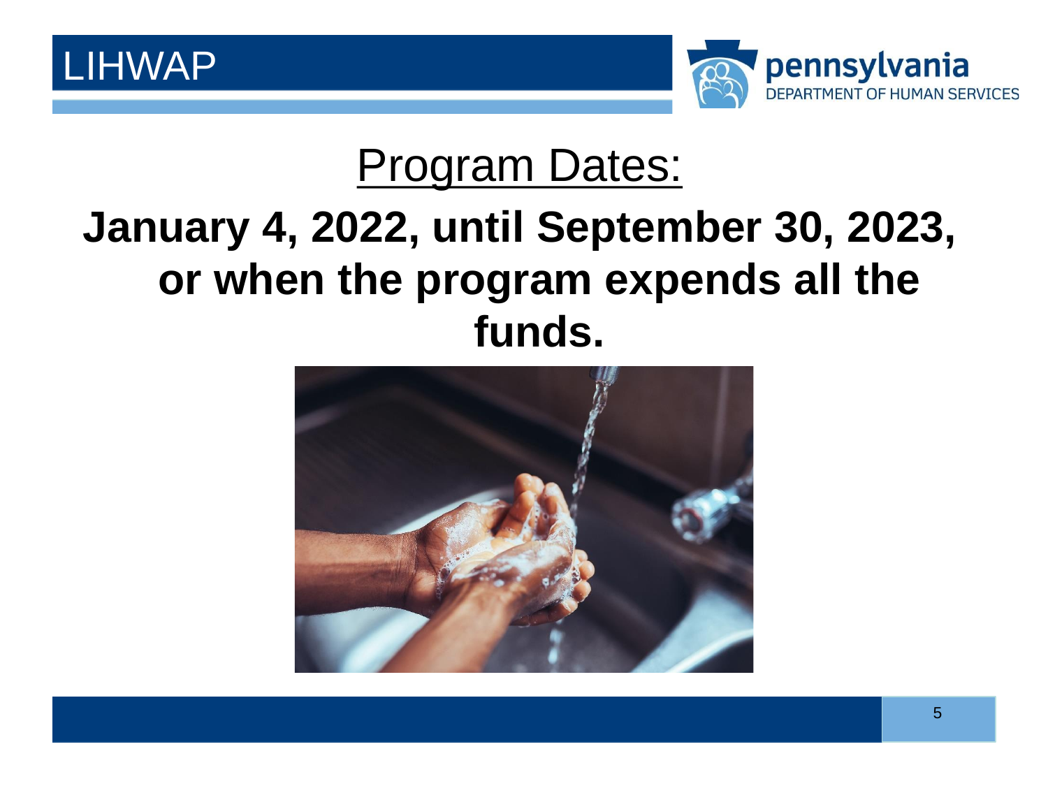## Program Dates:

**January 4, 2022, until September 30, 2023, or when the program expends all the funds.**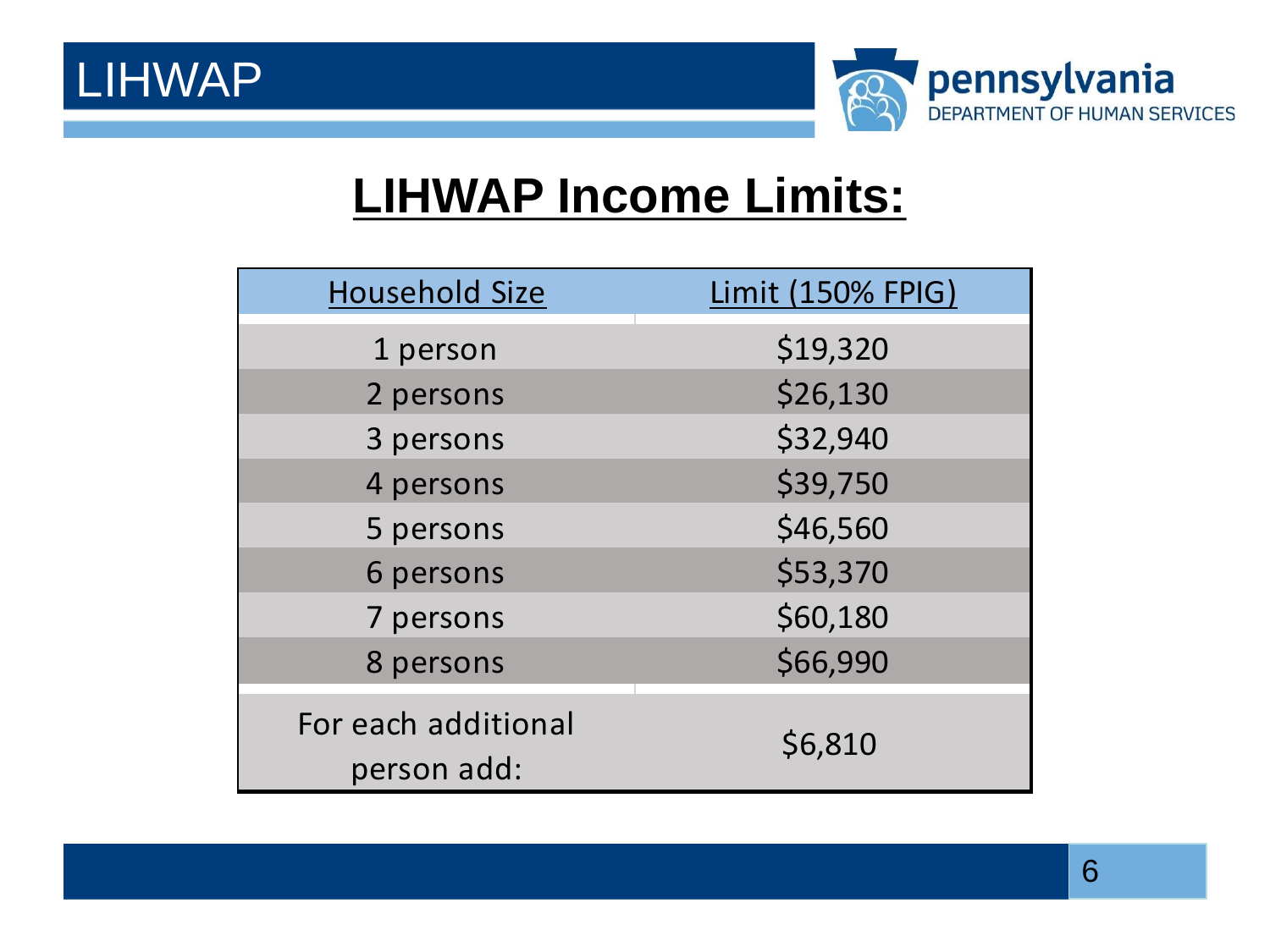LIHWAP

# LIHWAP Income Limits:

| Household Size | Limit (150% FPIG) |
|---|---|
| 1 person | $19,320 |
| 2 persons | $26,130 |
| 3 persons | $32,940 |
| 4 persons | $39,750 |
| 5 persons | $46,560 |
| 6 persons | $53,370 |
| 7 persons | $60,180 |
| 8 persons | $66,990 |
| For each additional person add: | $6,810 |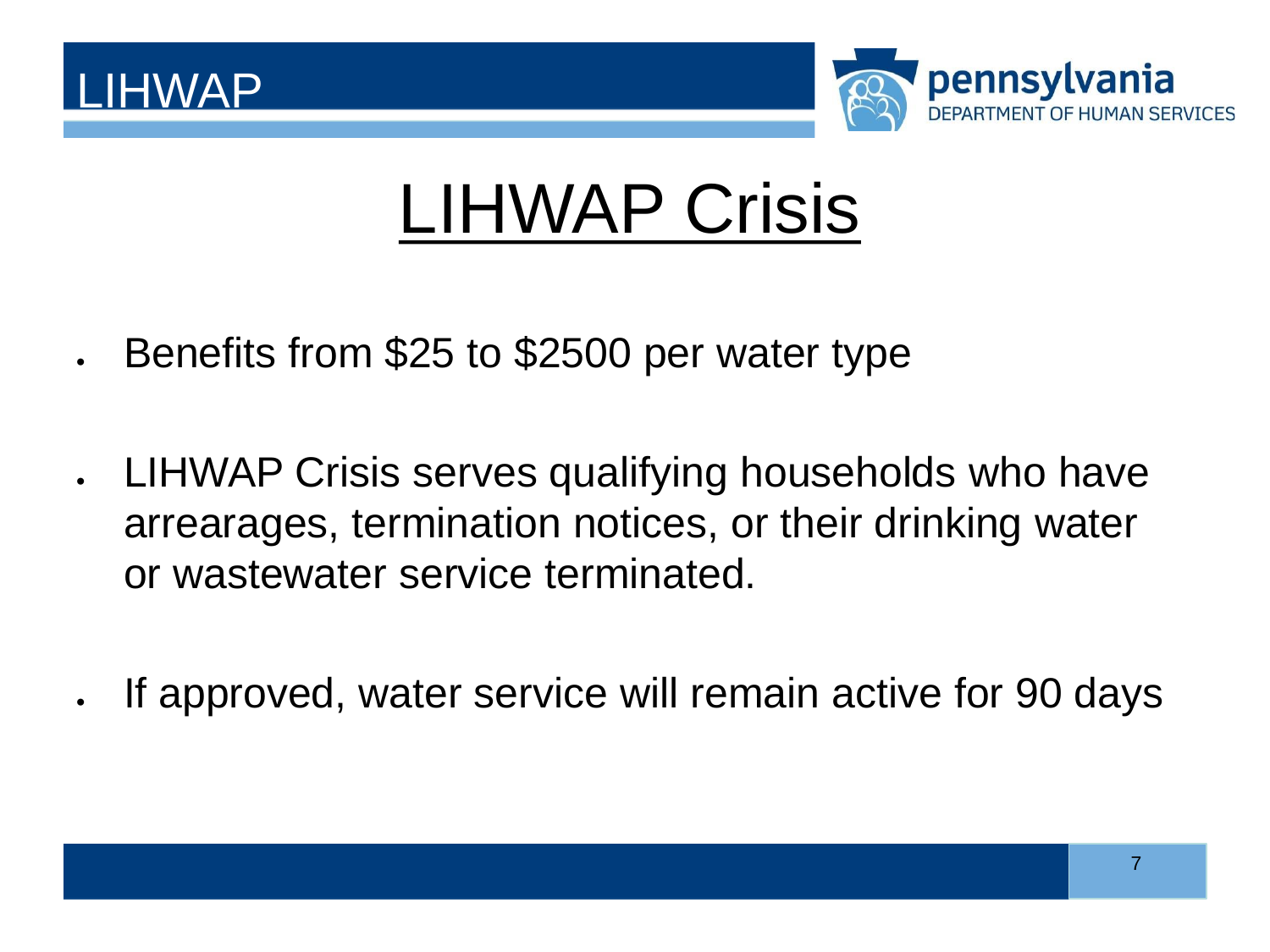# LIHWAP Crisis

- Benefits from $25 to $2500 per water type
- LIHWAP Crisis serves qualifying households who have arrearages, termination notices, or their drinking water or wastewater service terminated.
- If approved, water service will remain active for 90 days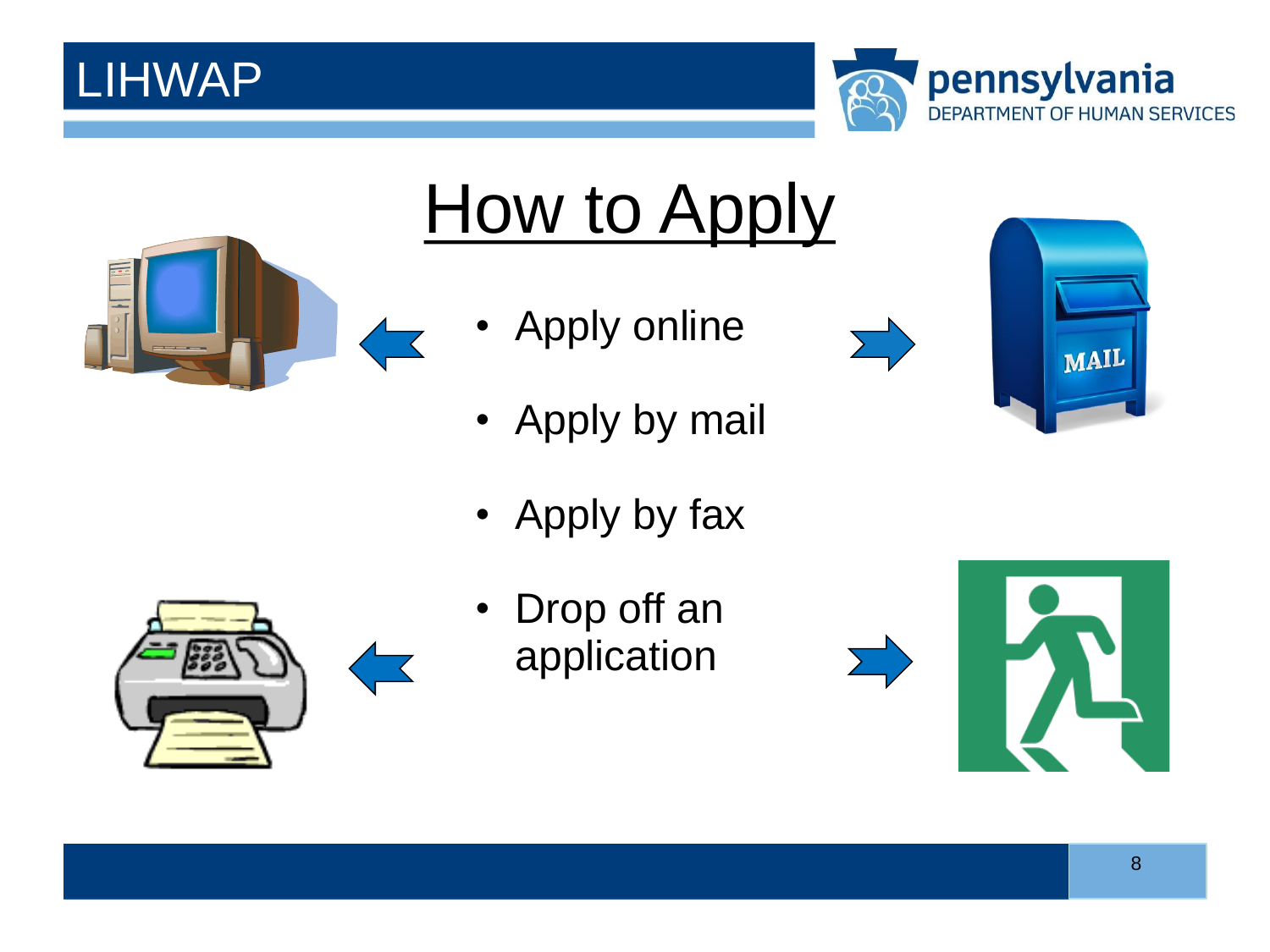# How to Apply

- Apply online
- Apply by mail
- Apply by fax
- Drop off an application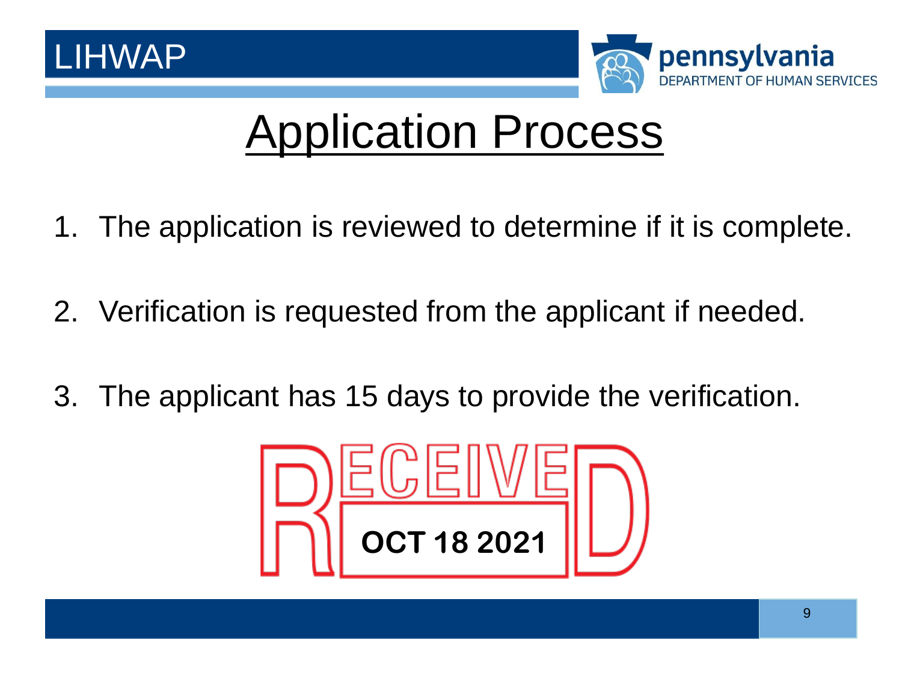# Application Process

1. The application is reviewed to determine if it is complete.
2. Verification is requested from the applicant if needed.
3. The applicant has 15 days to provide the verification.

RECEIVED

**OCT 18 2021**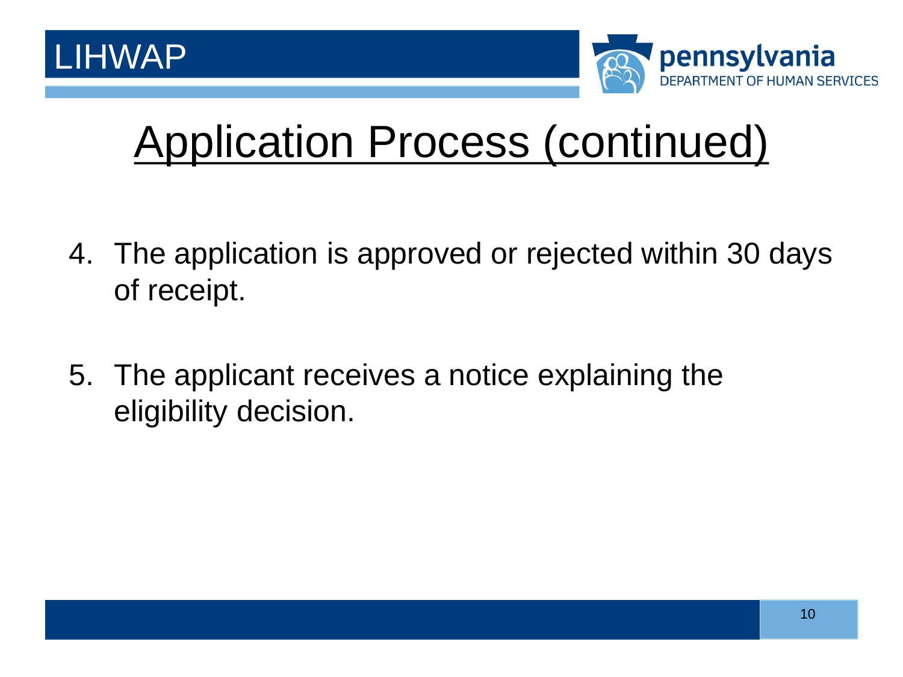# Application Process (continued)

4. The application is approved or rejected within 30 days of receipt.

5. The applicant receives a notice explaining the eligibility decision.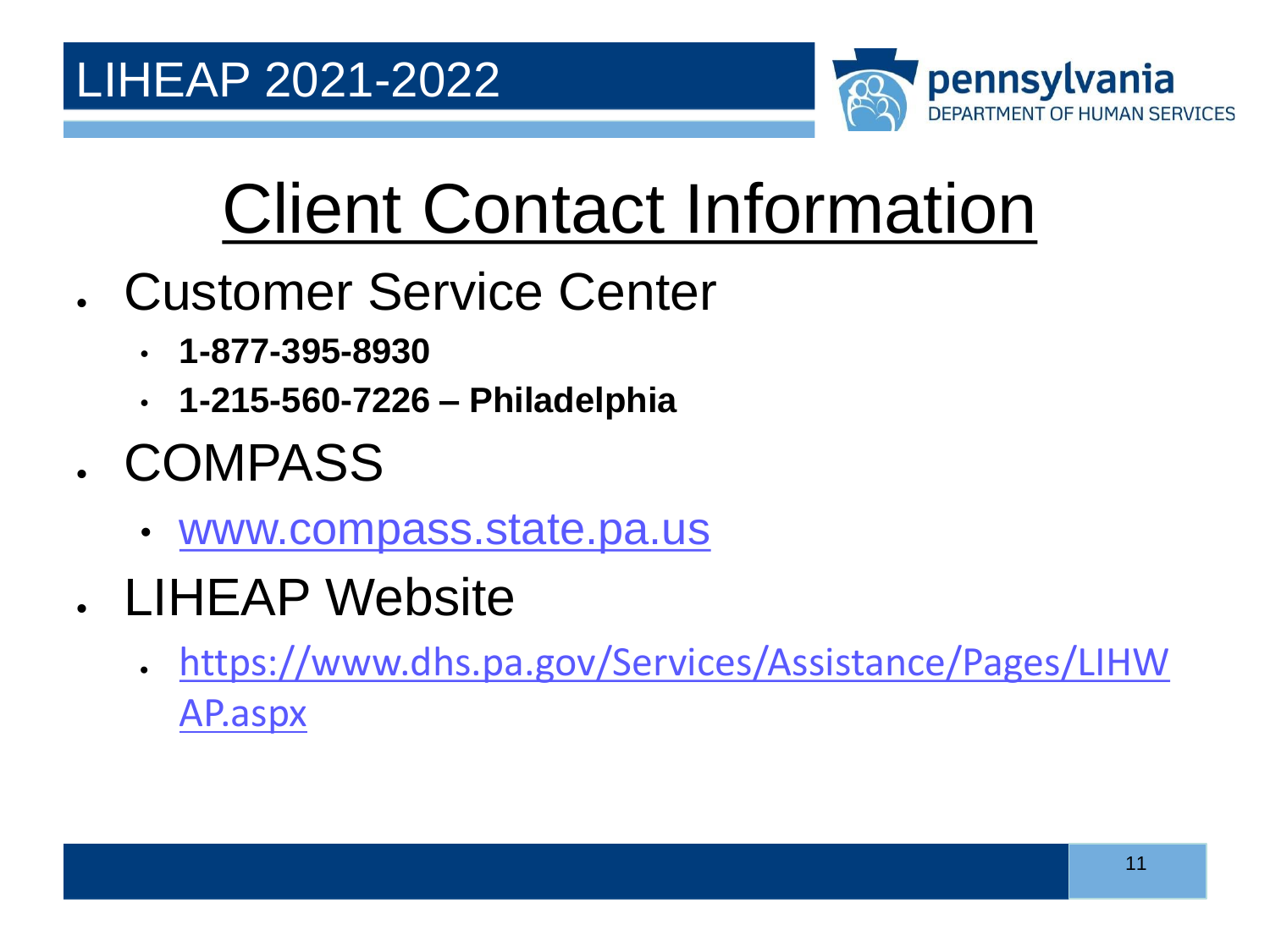# Client Contact Information

- Customer Service Center
  - **1-877-395-8930**
  - **1-215-560-7226 – Philadelphia**
- COMPASS
  - www.compass.state.pa.us
- LIHEAP Website
  - https://www.dhs.pa.gov/Services/Assistance/Pages/LIHWAP.aspx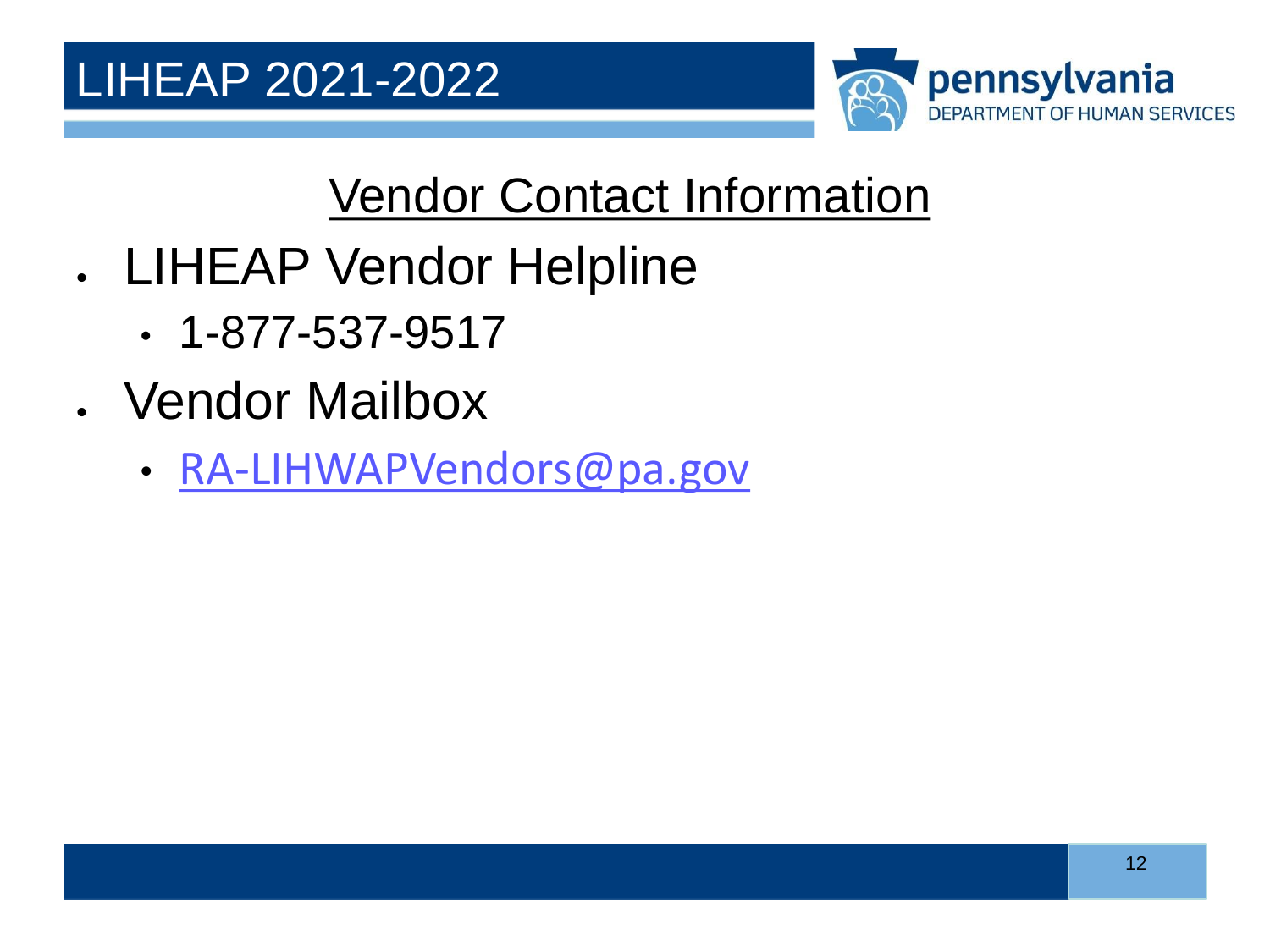# LIHEAP 2021-2022

## Vendor Contact Information

- LIHEAP Vendor Helpline
  - 1-877-537-9517
- Vendor Mailbox
  - RA-LIHWAPVendors@pa.gov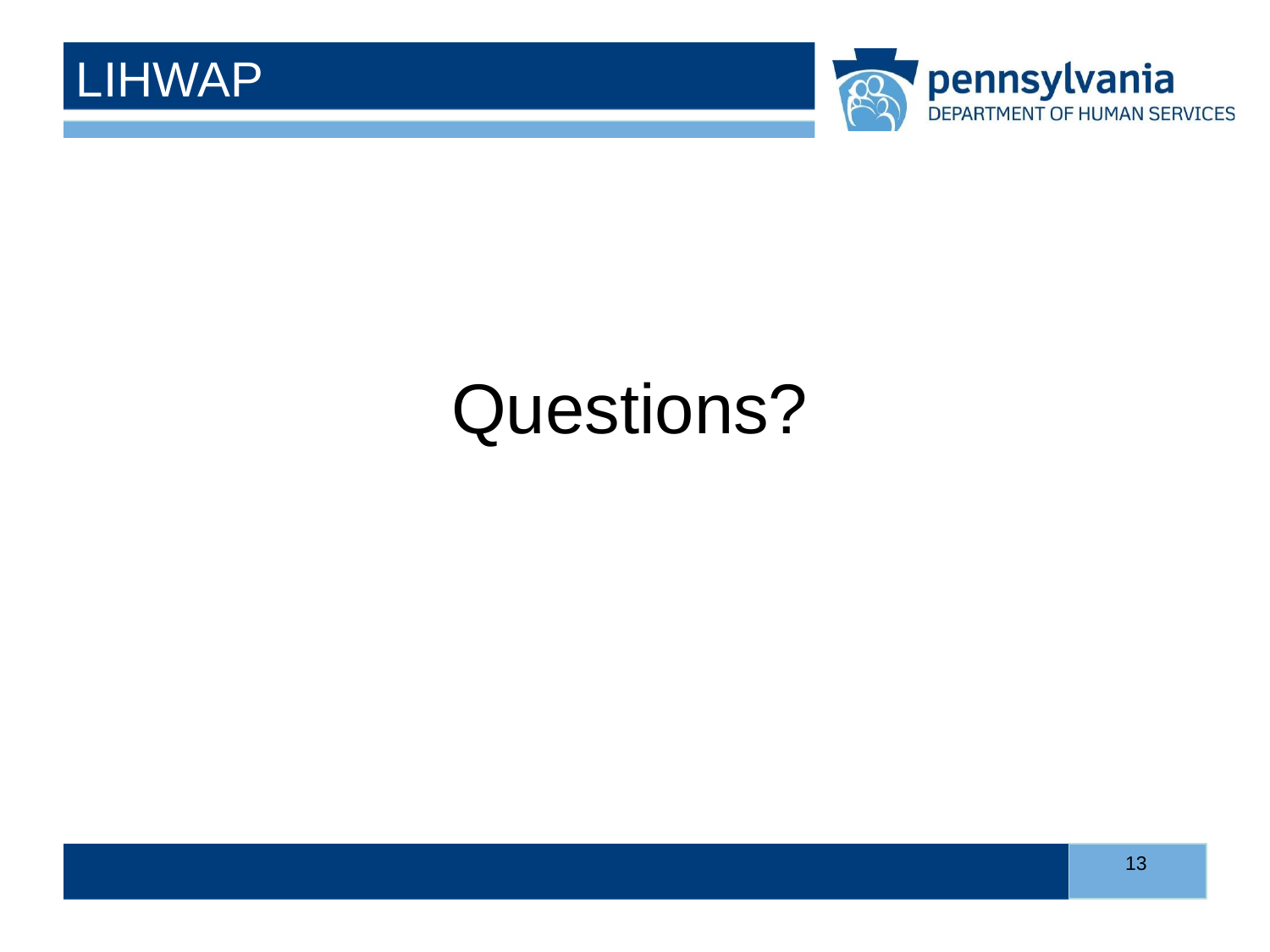LIHWAP

# Questions?